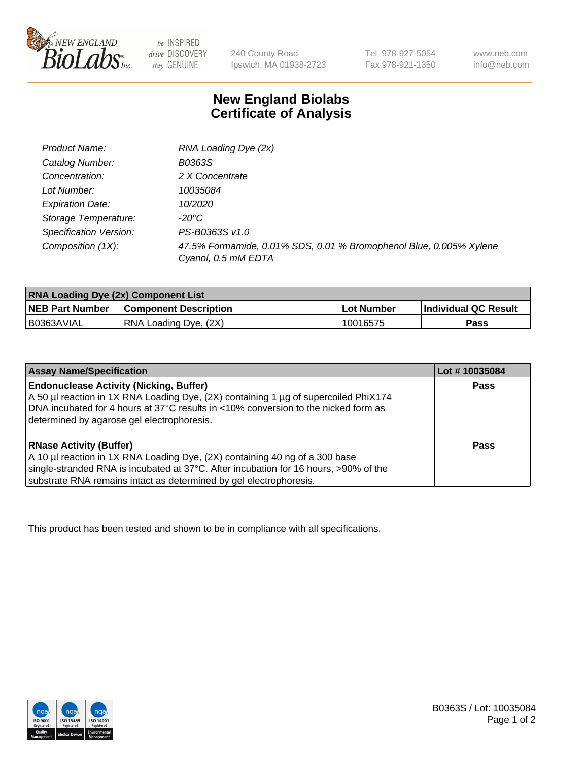New England BioLabs Inc. — be INSPIRED drive DISCOVERY stay GENUINE

240 County Road
Ipswich, MA 01938-2723

Tel 978-927-5054
Fax 978-921-1350

www.neb.com
info@neb.com

# New England Biolabs
# Certificate of Analysis

| | |
|---|---|
| *Product Name:* | *RNA Loading Dye (2x)* |
| *Catalog Number:* | *B0363S* |
| *Concentration:* | *2 X Concentrate* |
| *Lot Number:* | *10035084* |
| *Expiration Date:* | *10/2020* |
| *Storage Temperature:* | *-20°C* |
| *Specification Version:* | *PS-B0363S v1.0* |
| *Composition (1X):* | *47.5% Formamide, 0.01% SDS, 0.01 % Bromophenol Blue, 0.005% Xylene Cyanol, 0.5 mM EDTA* |

| **RNA Loading Dye (2x) Component List** | | | |
|---|---|---|---|
| **NEB Part Number** | **Component Description** | **Lot Number** | **Individual QC Result** |
| B0363AVIAL | RNA Loading Dye, (2X) | 10016575 | **Pass** |

| **Assay Name/Specification** | **Lot # 10035084** |
|---|---|
| **Endonuclease Activity (Nicking, Buffer)**<br>A 50 µl reaction in 1X RNA Loading Dye, (2X) containing 1 µg of supercoiled PhiX174 DNA incubated for 4 hours at 37°C results in <10% conversion to the nicked form as determined by agarose gel electrophoresis. | **Pass** |
| **RNase Activity (Buffer)**<br>A 10 µl reaction in 1X RNA Loading Dye, (2X) containing 40 ng of a 300 base single-stranded RNA is incubated at 37°C. After incubation for 16 hours, >90% of the substrate RNA remains intact as determined by gel electrophoresis. | **Pass** |

This product has been tested and shown to be in compliance with all specifications.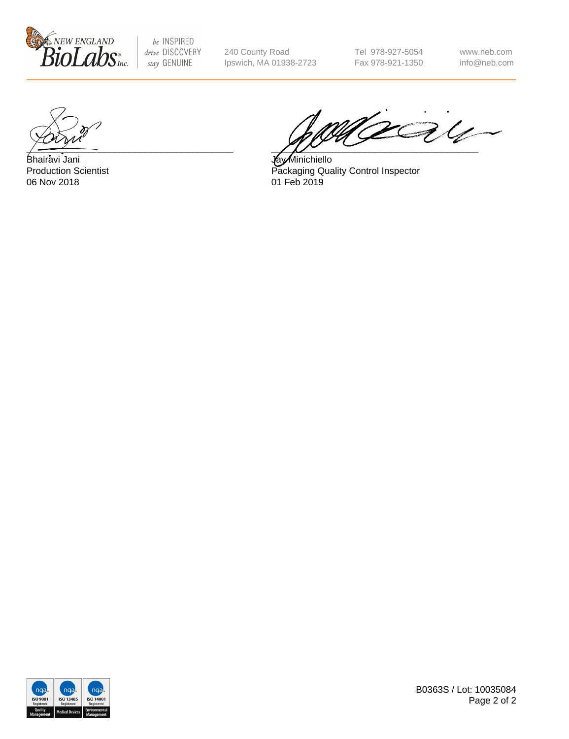NEW ENGLAND BioLabs Inc.

be INSPIRED drive DISCOVERY stay GENUINE

240 County Road
Ipswich, MA 01938-2723

Tel 978-927-5054
Fax 978-921-1350

www.neb.com
info@neb.com

Bhairavi Jani
Production Scientist
06 Nov 2018

Jay Minichiello
Packaging Quality Control Inspector
01 Feb 2019

ISO 9001 Registered Quality Management | ISO 13485 Registered Medical Devices | ISO 14001 Registered Environmental Management

B0363S / Lot: 10035084